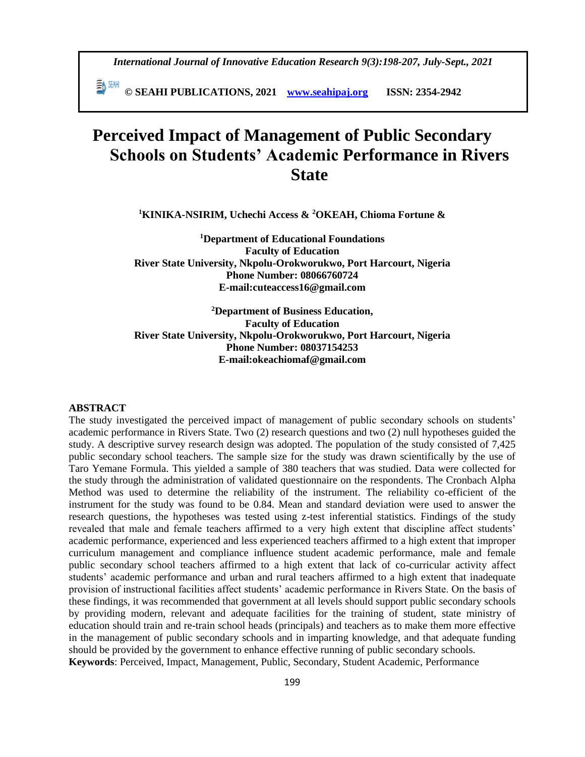# Perceived Impact of Management of Public Secondary Schools on Students' Academic Performance in Rivers State

**[1]KINIKA-NSIRIM, Uchechi Access & [2]OKEAH, Chioma Fortune &**

**[1]Department of Educational Foundations**
**Faculty of Education**
**River State University, Nkpolu-Orokworukwo, Port Harcourt, Nigeria**
**Phone Number: 08066760724**
**E-mail:cuteaccess16@gmail.com**

**[2]Department of Business Education,**
**Faculty of Education**
**River State University, Nkpolu-Orokworukwo, Port Harcourt, Nigeria**
**Phone Number: 08037154253**
**E-mail:okeachiomaf@gmail.com**

## ABSTRACT

The study investigated the perceived impact of management of public secondary schools on students' academic performance in Rivers State. Two (2) research questions and two (2) null hypotheses guided the study. A descriptive survey research design was adopted. The population of the study consisted of 7,425 public secondary school teachers. The sample size for the study was drawn scientifically by the use of Taro Yemane Formula. This yielded a sample of 380 teachers that was studied. Data were collected for the study through the administration of validated questionnaire on the respondents. The Cronbach Alpha Method was used to determine the reliability of the instrument. The reliability co-efficient of the instrument for the study was found to be 0.84. Mean and standard deviation were used to answer the research questions, the hypotheses was tested using z-test inferential statistics. Findings of the study revealed that male and female teachers affirmed to a very high extent that discipline affect students' academic performance, experienced and less experienced teachers affirmed to a high extent that improper curriculum management and compliance influence student academic performance, male and female public secondary school teachers affirmed to a high extent that lack of co-curricular activity affect students' academic performance and urban and rural teachers affirmed to a high extent that inadequate provision of instructional facilities affect students' academic performance in Rivers State. On the basis of these findings, it was recommended that government at all levels should support public secondary schools by providing modern, relevant and adequate facilities for the training of student, state ministry of education should train and re-train school heads (principals) and teachers as to make them more effective in the management of public secondary schools and in imparting knowledge, and that adequate funding should be provided by the government to enhance effective running of public secondary schools.

**Keywords**: Perceived, Impact, Management, Public, Secondary, Student Academic, Performance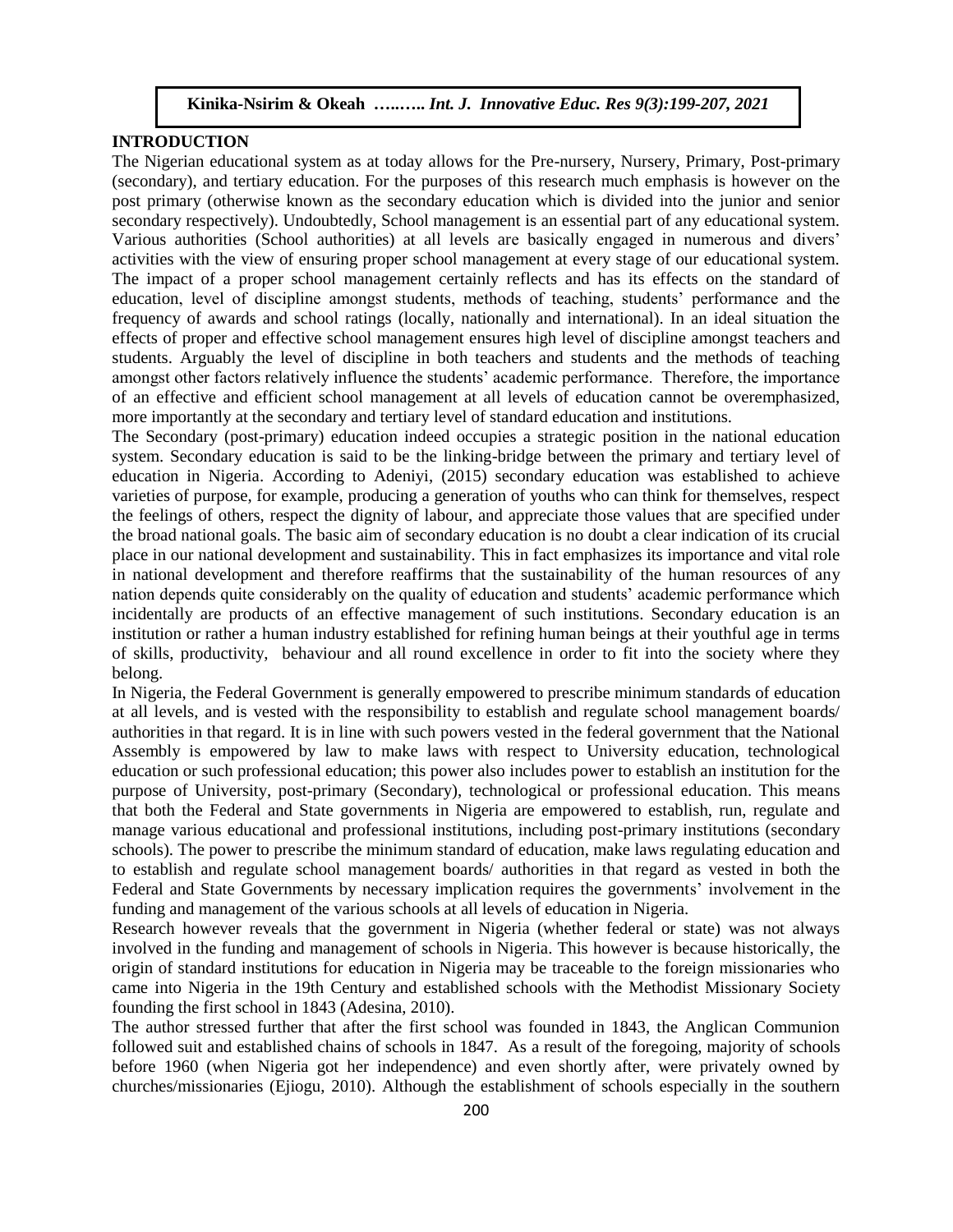## INTRODUCTION

The Nigerian educational system as at today allows for the Pre-nursery, Nursery, Primary, Post-primary (secondary), and tertiary education. For the purposes of this research much emphasis is however on the post primary (otherwise known as the secondary education which is divided into the junior and senior secondary respectively). Undoubtedly, School management is an essential part of any educational system. Various authorities (School authorities) at all levels are basically engaged in numerous and divers' activities with the view of ensuring proper school management at every stage of our educational system. The impact of a proper school management certainly reflects and has its effects on the standard of education, level of discipline amongst students, methods of teaching, students' performance and the frequency of awards and school ratings (locally, nationally and international). In an ideal situation the effects of proper and effective school management ensures high level of discipline amongst teachers and students. Arguably the level of discipline in both teachers and students and the methods of teaching amongst other factors relatively influence the students' academic performance. Therefore, the importance of an effective and efficient school management at all levels of education cannot be overemphasized, more importantly at the secondary and tertiary level of standard education and institutions.

The Secondary (post-primary) education indeed occupies a strategic position in the national education system. Secondary education is said to be the linking-bridge between the primary and tertiary level of education in Nigeria. According to Adeniyi, (2015) secondary education was established to achieve varieties of purpose, for example, producing a generation of youths who can think for themselves, respect the feelings of others, respect the dignity of labour, and appreciate those values that are specified under the broad national goals. The basic aim of secondary education is no doubt a clear indication of its crucial place in our national development and sustainability. This in fact emphasizes its importance and vital role in national development and therefore reaffirms that the sustainability of the human resources of any nation depends quite considerably on the quality of education and students' academic performance which incidentally are products of an effective management of such institutions. Secondary education is an institution or rather a human industry established for refining human beings at their youthful age in terms of skills, productivity, behaviour and all round excellence in order to fit into the society where they belong.

In Nigeria, the Federal Government is generally empowered to prescribe minimum standards of education at all levels, and is vested with the responsibility to establish and regulate school management boards/ authorities in that regard. It is in line with such powers vested in the federal government that the National Assembly is empowered by law to make laws with respect to University education, technological education or such professional education; this power also includes power to establish an institution for the purpose of University, post-primary (Secondary), technological or professional education. This means that both the Federal and State governments in Nigeria are empowered to establish, run, regulate and manage various educational and professional institutions, including post-primary institutions (secondary schools). The power to prescribe the minimum standard of education, make laws regulating education and to establish and regulate school management boards/ authorities in that regard as vested in both the Federal and State Governments by necessary implication requires the governments' involvement in the funding and management of the various schools at all levels of education in Nigeria.

Research however reveals that the government in Nigeria (whether federal or state) was not always involved in the funding and management of schools in Nigeria. This however is because historically, the origin of standard institutions for education in Nigeria may be traceable to the foreign missionaries who came into Nigeria in the 19th Century and established schools with the Methodist Missionary Society founding the first school in 1843 (Adesina, 2010).

The author stressed further that after the first school was founded in 1843, the Anglican Communion followed suit and established chains of schools in 1847. As a result of the foregoing, majority of schools before 1960 (when Nigeria got her independence) and even shortly after, were privately owned by churches/missionaries (Ejiogu, 2010). Although the establishment of schools especially in the southern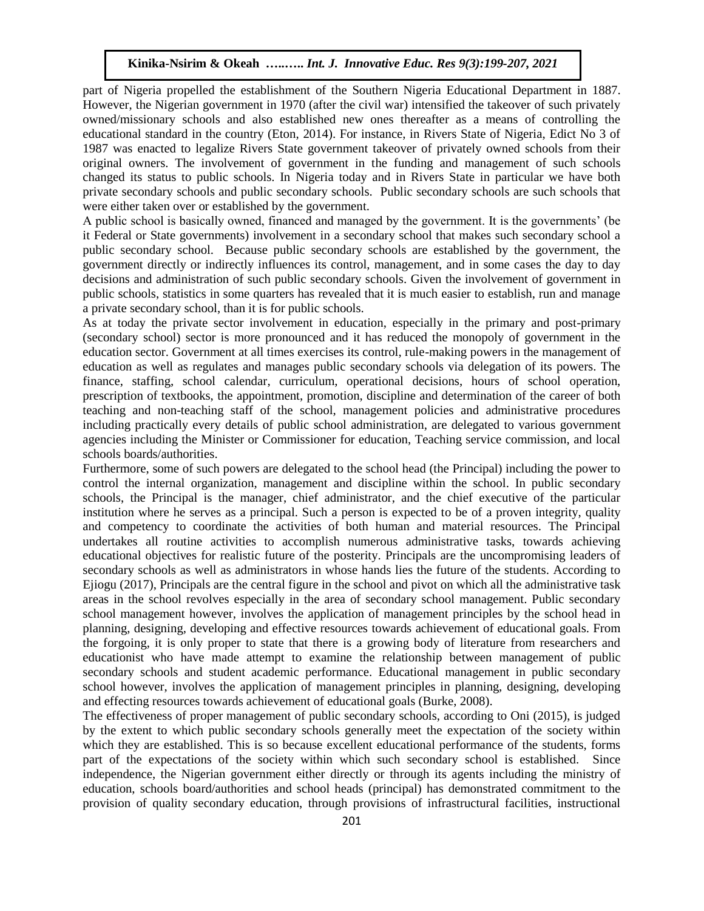part of Nigeria propelled the establishment of the Southern Nigeria Educational Department in 1887. However, the Nigerian government in 1970 (after the civil war) intensified the takeover of such privately owned/missionary schools and also established new ones thereafter as a means of controlling the educational standard in the country (Eton, 2014). For instance, in Rivers State of Nigeria, Edict No 3 of 1987 was enacted to legalize Rivers State government takeover of privately owned schools from their original owners. The involvement of government in the funding and management of such schools changed its status to public schools. In Nigeria today and in Rivers State in particular we have both private secondary schools and public secondary schools. Public secondary schools are such schools that were either taken over or established by the government.

A public school is basically owned, financed and managed by the government. It is the governments' (be it Federal or State governments) involvement in a secondary school that makes such secondary school a public secondary school. Because public secondary schools are established by the government, the government directly or indirectly influences its control, management, and in some cases the day to day decisions and administration of such public secondary schools. Given the involvement of government in public schools, statistics in some quarters has revealed that it is much easier to establish, run and manage a private secondary school, than it is for public schools.

As at today the private sector involvement in education, especially in the primary and post-primary (secondary school) sector is more pronounced and it has reduced the monopoly of government in the education sector. Government at all times exercises its control, rule-making powers in the management of education as well as regulates and manages public secondary schools via delegation of its powers. The finance, staffing, school calendar, curriculum, operational decisions, hours of school operation, prescription of textbooks, the appointment, promotion, discipline and determination of the career of both teaching and non-teaching staff of the school, management policies and administrative procedures including practically every details of public school administration, are delegated to various government agencies including the Minister or Commissioner for education, Teaching service commission, and local schools boards/authorities.

Furthermore, some of such powers are delegated to the school head (the Principal) including the power to control the internal organization, management and discipline within the school. In public secondary schools, the Principal is the manager, chief administrator, and the chief executive of the particular institution where he serves as a principal. Such a person is expected to be of a proven integrity, quality and competency to coordinate the activities of both human and material resources. The Principal undertakes all routine activities to accomplish numerous administrative tasks, towards achieving educational objectives for realistic future of the posterity. Principals are the uncompromising leaders of secondary schools as well as administrators in whose hands lies the future of the students. According to Ejiogu (2017), Principals are the central figure in the school and pivot on which all the administrative task areas in the school revolves especially in the area of secondary school management. Public secondary school management however, involves the application of management principles by the school head in planning, designing, developing and effective resources towards achievement of educational goals. From the forgoing, it is only proper to state that there is a growing body of literature from researchers and educationist who have made attempt to examine the relationship between management of public secondary schools and student academic performance. Educational management in public secondary school however, involves the application of management principles in planning, designing, developing and effecting resources towards achievement of educational goals (Burke, 2008).

The effectiveness of proper management of public secondary schools, according to Oni (2015), is judged by the extent to which public secondary schools generally meet the expectation of the society within which they are established. This is so because excellent educational performance of the students, forms part of the expectations of the society within which such secondary school is established. Since independence, the Nigerian government either directly or through its agents including the ministry of education, schools board/authorities and school heads (principal) has demonstrated commitment to the provision of quality secondary education, through provisions of infrastructural facilities, instructional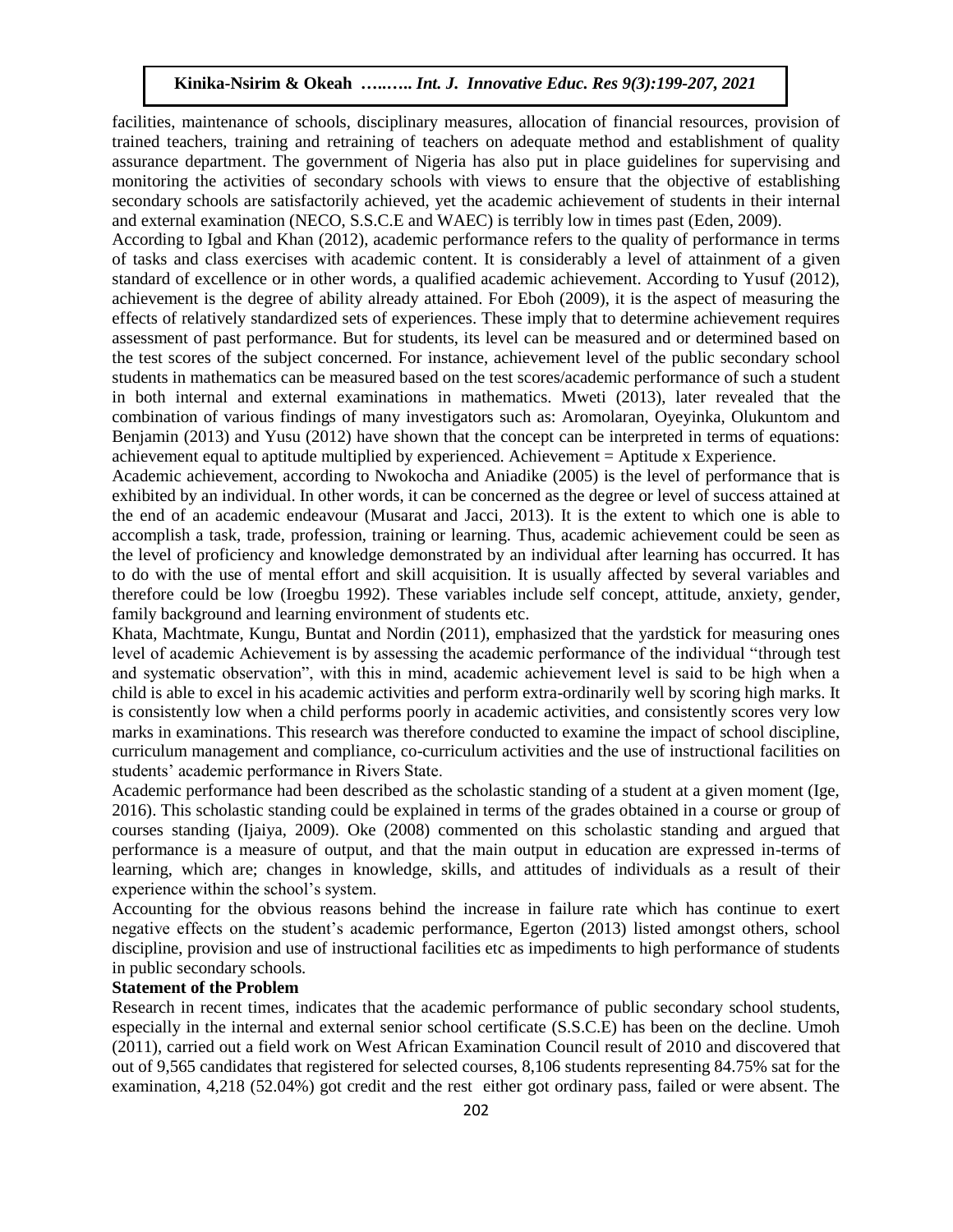facilities, maintenance of schools, disciplinary measures, allocation of financial resources, provision of trained teachers, training and retraining of teachers on adequate method and establishment of quality assurance department. The government of Nigeria has also put in place guidelines for supervising and monitoring the activities of secondary schools with views to ensure that the objective of establishing secondary schools are satisfactorily achieved, yet the academic achievement of students in their internal and external examination (NECO, S.S.C.E and WAEC) is terribly low in times past (Eden, 2009).

According to Igbal and Khan (2012), academic performance refers to the quality of performance in terms of tasks and class exercises with academic content. It is considerably a level of attainment of a given standard of excellence or in other words, a qualified academic achievement. According to Yusuf (2012), achievement is the degree of ability already attained. For Eboh (2009), it is the aspect of measuring the effects of relatively standardized sets of experiences. These imply that to determine achievement requires assessment of past performance. But for students, its level can be measured and or determined based on the test scores of the subject concerned. For instance, achievement level of the public secondary school students in mathematics can be measured based on the test scores/academic performance of such a student in both internal and external examinations in mathematics. Mweti (2013), later revealed that the combination of various findings of many investigators such as: Aromolaran, Oyeyinka, Olukuntom and Benjamin (2013) and Yusu (2012) have shown that the concept can be interpreted in terms of equations: achievement equal to aptitude multiplied by experienced. Achievement = Aptitude x Experience.

Academic achievement, according to Nwokocha and Aniadike (2005) is the level of performance that is exhibited by an individual. In other words, it can be concerned as the degree or level of success attained at the end of an academic endeavour (Musarat and Jacci, 2013). It is the extent to which one is able to accomplish a task, trade, profession, training or learning. Thus, academic achievement could be seen as the level of proficiency and knowledge demonstrated by an individual after learning has occurred. It has to do with the use of mental effort and skill acquisition. It is usually affected by several variables and therefore could be low (Iroegbu 1992). These variables include self concept, attitude, anxiety, gender, family background and learning environment of students etc.

Khata, Machtmate, Kungu, Buntat and Nordin (2011), emphasized that the yardstick for measuring ones level of academic Achievement is by assessing the academic performance of the individual "through test and systematic observation", with this in mind, academic achievement level is said to be high when a child is able to excel in his academic activities and perform extra-ordinarily well by scoring high marks. It is consistently low when a child performs poorly in academic activities, and consistently scores very low marks in examinations. This research was therefore conducted to examine the impact of school discipline, curriculum management and compliance, co-curriculum activities and the use of instructional facilities on students' academic performance in Rivers State.

Academic performance had been described as the scholastic standing of a student at a given moment (Ige, 2016). This scholastic standing could be explained in terms of the grades obtained in a course or group of courses standing (Ijaiya, 2009). Oke (2008) commented on this scholastic standing and argued that performance is a measure of output, and that the main output in education are expressed in-terms of learning, which are; changes in knowledge, skills, and attitudes of individuals as a result of their experience within the school's system.

Accounting for the obvious reasons behind the increase in failure rate which has continue to exert negative effects on the student's academic performance, Egerton (2013) listed amongst others, school discipline, provision and use of instructional facilities etc as impediments to high performance of students in public secondary schools.

**Statement of the Problem**

Research in recent times, indicates that the academic performance of public secondary school students, especially in the internal and external senior school certificate (S.S.C.E) has been on the decline. Umoh (2011), carried out a field work on West African Examination Council result of 2010 and discovered that out of 9,565 candidates that registered for selected courses, 8,106 students representing 84.75% sat for the examination, 4,218 (52.04%) got credit and the rest either got ordinary pass, failed or were absent. The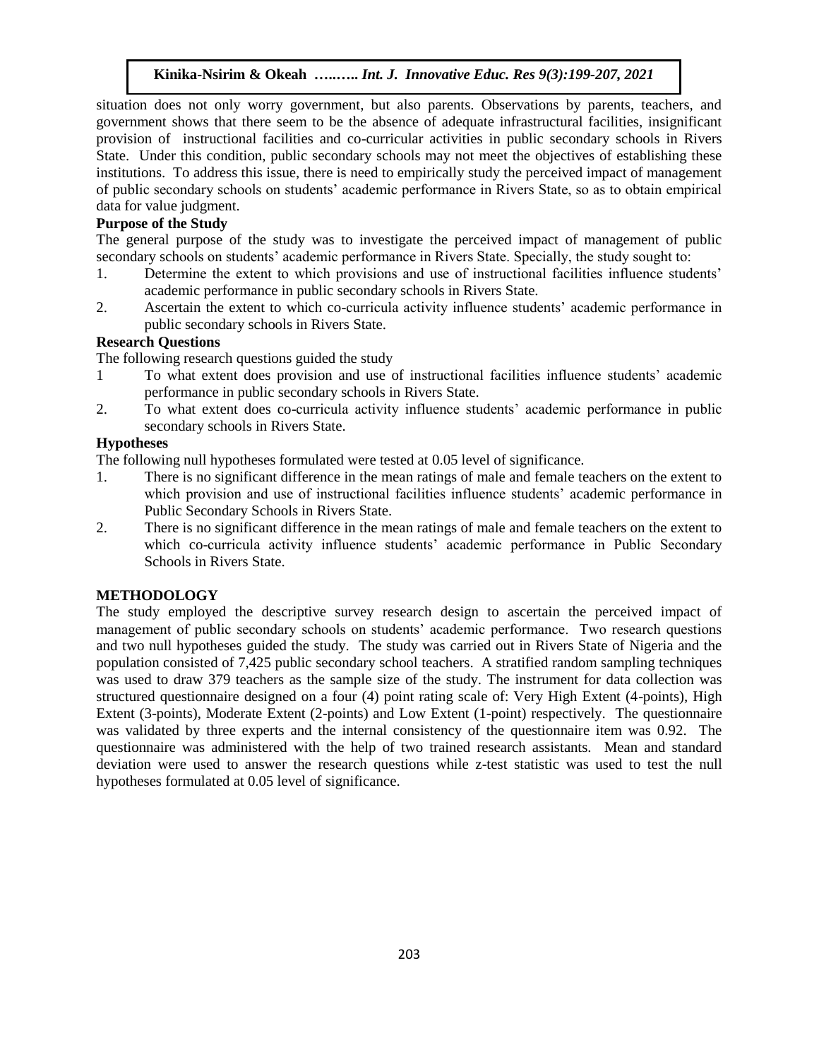situation does not only worry government, but also parents. Observations by parents, teachers, and government shows that there seem to be the absence of adequate infrastructural facilities, insignificant provision of instructional facilities and co-curricular activities in public secondary schools in Rivers State. Under this condition, public secondary schools may not meet the objectives of establishing these institutions. To address this issue, there is need to empirically study the perceived impact of management of public secondary schools on students' academic performance in Rivers State, so as to obtain empirical data for value judgment.

**Purpose of the Study**

The general purpose of the study was to investigate the perceived impact of management of public secondary schools on students' academic performance in Rivers State. Specially, the study sought to:

1. Determine the extent to which provisions and use of instructional facilities influence students' academic performance in public secondary schools in Rivers State.
2. Ascertain the extent to which co-curricula activity influence students' academic performance in public secondary schools in Rivers State.

**Research Questions**

The following research questions guided the study

1. To what extent does provision and use of instructional facilities influence students' academic performance in public secondary schools in Rivers State.
2. To what extent does co-curricula activity influence students' academic performance in public secondary schools in Rivers State.

**Hypotheses**

The following null hypotheses formulated were tested at 0.05 level of significance.

1. There is no significant difference in the mean ratings of male and female teachers on the extent to which provision and use of instructional facilities influence students' academic performance in Public Secondary Schools in Rivers State.
2. There is no significant difference in the mean ratings of male and female teachers on the extent to which co-curricula activity influence students' academic performance in Public Secondary Schools in Rivers State.

## METHODOLOGY

The study employed the descriptive survey research design to ascertain the perceived impact of management of public secondary schools on students' academic performance. Two research questions and two null hypotheses guided the study. The study was carried out in Rivers State of Nigeria and the population consisted of 7,425 public secondary school teachers. A stratified random sampling techniques was used to draw 379 teachers as the sample size of the study. The instrument for data collection was structured questionnaire designed on a four (4) point rating scale of: Very High Extent (4-points), High Extent (3-points), Moderate Extent (2-points) and Low Extent (1-point) respectively. The questionnaire was validated by three experts and the internal consistency of the questionnaire item was 0.92. The questionnaire was administered with the help of two trained research assistants. Mean and standard deviation were used to answer the research questions while z-test statistic was used to test the null hypotheses formulated at 0.05 level of significance.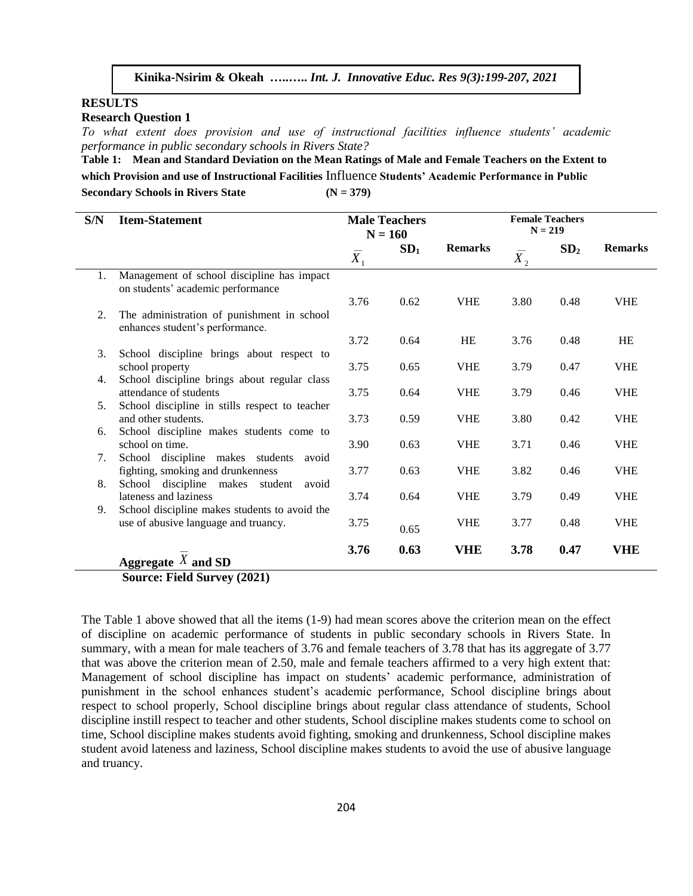## RESULTS

### Research Question 1

*To what extent does provision and use of instructional facilities influence students' academic performance in public secondary schools in Rivers State?*

**Table 1: Mean and Standard Deviation on the Mean Ratings of Male and Female Teachers on the Extent to which Provision and use of Instructional Facilities Influence Students' Academic Performance in Public Secondary Schools in Rivers State (N = 379)**

| S/N | Item-Statement | Male Teachers N = 160 | | | Female Teachers N = 219 | | |
|---|---|---|---|---|---|---|---|
| | | $\bar{X}_1$ | $SD_1$ | Remarks | $\bar{X}_2$ | $SD_2$ | Remarks |
| 1. | Management of school discipline has impact on students' academic performance | 3.76 | 0.62 | VHE | 3.80 | 0.48 | VHE |
| 2. | The administration of punishment in school enhances student's performance. | 3.72 | 0.64 | HE | 3.76 | 0.48 | HE |
| 3. | School discipline brings about respect to school property | 3.75 | 0.65 | VHE | 3.79 | 0.47 | VHE |
| 4. | School discipline brings about regular class attendance of students | 3.75 | 0.64 | VHE | 3.79 | 0.46 | VHE |
| 5. | School discipline in stills respect to teacher and other students. | 3.73 | 0.59 | VHE | 3.80 | 0.42 | VHE |
| 6. | School discipline makes students come to school on time. | 3.90 | 0.63 | VHE | 3.71 | 0.46 | VHE |
| 7. | School discipline makes students avoid fighting, smoking and drunkenness | 3.77 | 0.63 | VHE | 3.82 | 0.46 | VHE |
| 8. | School discipline makes student avoid lateness and laziness | 3.74 | 0.64 | VHE | 3.79 | 0.49 | VHE |
| 9. | School discipline makes students to avoid the use of abusive language and truancy. | 3.75 | 0.65 | VHE | 3.77 | 0.48 | VHE |
| | **Aggregate $\bar{X}$ and SD** | **3.76** | **0.63** | **VHE** | **3.78** | **0.47** | **VHE** |

**Source: Field Survey (2021)**

The Table 1 above showed that all the items (1-9) had mean scores above the criterion mean on the effect of discipline on academic performance of students in public secondary schools in Rivers State. In summary, with a mean for male teachers of 3.76 and female teachers of 3.78 that has its aggregate of 3.77 that was above the criterion mean of 2.50, male and female teachers affirmed to a very high extent that: Management of school discipline has impact on students' academic performance, administration of punishment in the school enhances student's academic performance, School discipline brings about respect to school properly, School discipline brings about regular class attendance of students, School discipline instill respect to teacher and other students, School discipline makes students come to school on time, School discipline makes students avoid fighting, smoking and drunkenness, School discipline makes student avoid lateness and laziness, School discipline makes students to avoid the use of abusive language and truancy.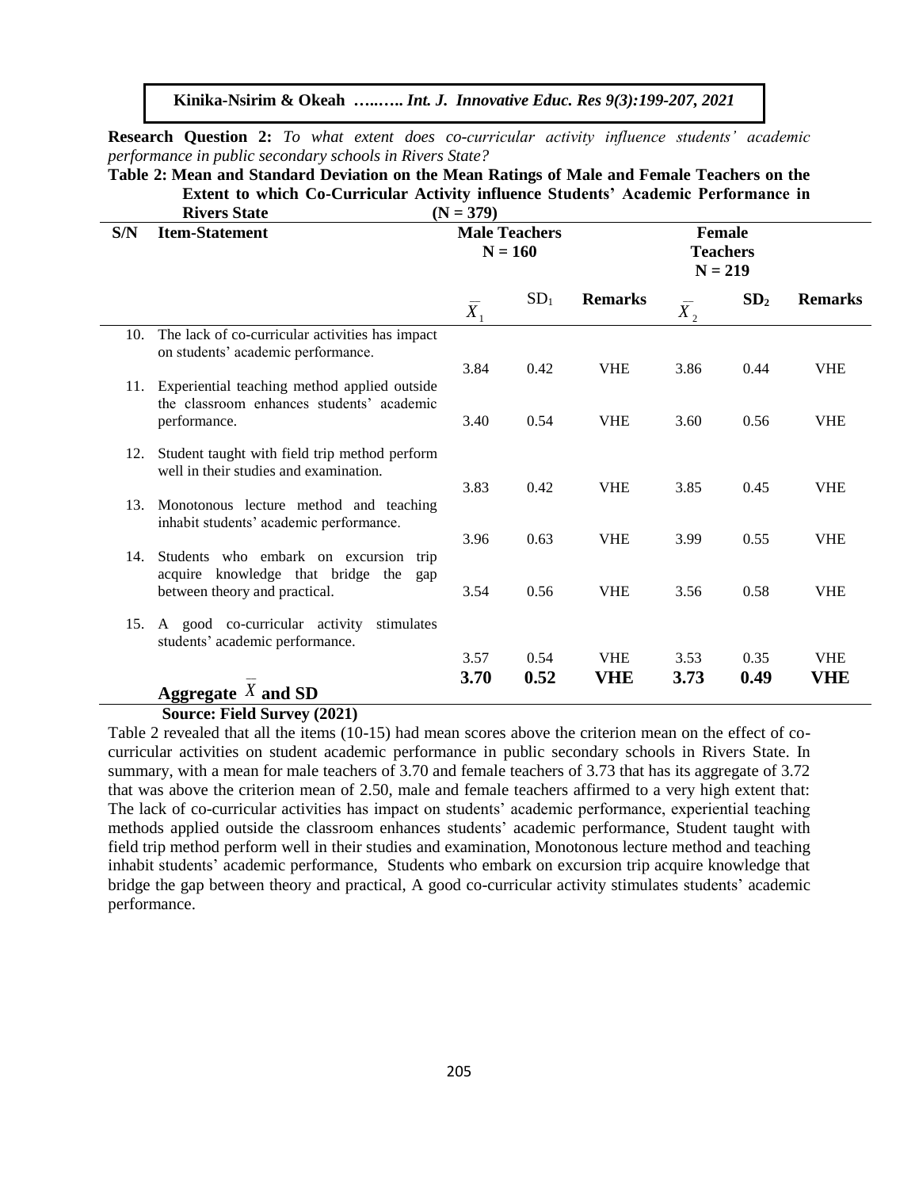**Research Question 2:** *To what extent does co-curricular activity influence students' academic performance in public secondary schools in Rivers State?*

**Table 2: Mean and Standard Deviation on the Mean Ratings of Male and Female Teachers on the Extent to which Co-Curricular Activity influence Students' Academic Performance in Rivers State (N = 379)**

| S/N | Item-Statement | Male Teachers N = 160 | | | Female Teachers N = 219 | | |
|---|---|---|---|---|---|---|---|
| | | $\bar{X}_1$ | $SD_1$ | Remarks | $\bar{X}_2$ | $SD_2$ | Remarks |
| 10. | The lack of co-curricular activities has impact on students' academic performance. | 3.84 | 0.42 | VHE | 3.86 | 0.44 | VHE |
| 11. | Experiential teaching method applied outside the classroom enhances students' academic performance. | 3.40 | 0.54 | VHE | 3.60 | 0.56 | VHE |
| 12. | Student taught with field trip method perform well in their studies and examination. | 3.83 | 0.42 | VHE | 3.85 | 0.45 | VHE |
| 13. | Monotonous lecture method and teaching inhabit students' academic performance. | 3.96 | 0.63 | VHE | 3.99 | 0.55 | VHE |
| 14. | Students who embark on excursion trip acquire knowledge that bridge the gap between theory and practical. | 3.54 | 0.56 | VHE | 3.56 | 0.58 | VHE |
| 15. | A good co-curricular activity stimulates students' academic performance. | 3.57 | 0.54 | VHE | 3.53 | 0.35 | VHE |
| | **Aggregate $\bar{X}$ and SD** | **3.70** | **0.52** | **VHE** | **3.73** | **0.49** | **VHE** |

**Source: Field Survey (2021)**

Table 2 revealed that all the items (10-15) had mean scores above the criterion mean on the effect of co-curricular activities on student academic performance in public secondary schools in Rivers State. In summary, with a mean for male teachers of 3.70 and female teachers of 3.73 that has its aggregate of 3.72 that was above the criterion mean of 2.50, male and female teachers affirmed to a very high extent that: The lack of co-curricular activities has impact on students' academic performance, experiential teaching methods applied outside the classroom enhances students' academic performance, Student taught with field trip method perform well in their studies and examination, Monotonous lecture method and teaching inhabit students' academic performance, Students who embark on excursion trip acquire knowledge that bridge the gap between theory and practical, A good co-curricular activity stimulates students' academic performance.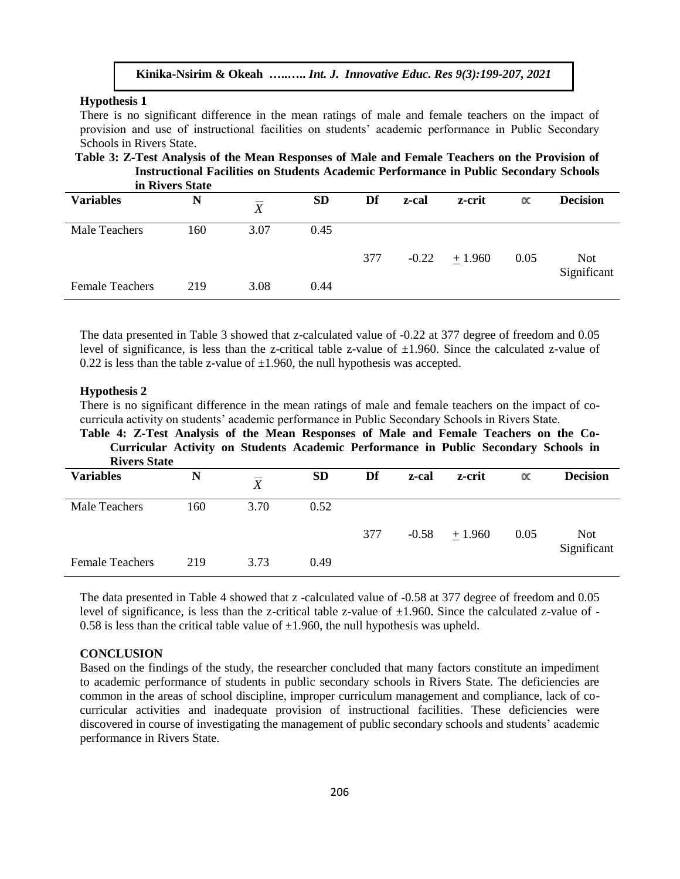**Hypothesis 1**

There is no significant difference in the mean ratings of male and female teachers on the impact of provision and use of instructional facilities on students' academic performance in Public Secondary Schools in Rivers State.

**Table 3: Z-Test Analysis of the Mean Responses of Male and Female Teachers on the Provision of Instructional Facilities on Students Academic Performance in Public Secondary Schools in Rivers State**

| Variables | N | $\bar{X}$ | SD | Df | z-cal | z-crit | ∝ | Decision |
|---|---|---|---|---|---|---|---|---|
| Male Teachers | 160 | 3.07 | 0.45 | | | | | |
| | | | | 377 | -0.22 | $\pm 1.960$ | 0.05 | Not Significant |
| Female Teachers | 219 | 3.08 | 0.44 | | | | | |

The data presented in Table 3 showed that z-calculated value of -0.22 at 377 degree of freedom and 0.05 level of significance, is less than the z-critical table z-value of ±1.960. Since the calculated z-value of 0.22 is less than the table z-value of ±1.960, the null hypothesis was accepted.

**Hypothesis 2**

There is no significant difference in the mean ratings of male and female teachers on the impact of co-curricula activity on students' academic performance in Public Secondary Schools in Rivers State.

**Table 4: Z-Test Analysis of the Mean Responses of Male and Female Teachers on the Co-Curricular Activity on Students Academic Performance in Public Secondary Schools in Rivers State**

| Variables | N | $\bar{X}$ | SD | Df | z-cal | z-crit | ∝ | Decision |
|---|---|---|---|---|---|---|---|---|
| Male Teachers | 160 | 3.70 | 0.52 | | | | | |
| | | | | 377 | -0.58 | $\pm 1.960$ | 0.05 | Not Significant |
| Female Teachers | 219 | 3.73 | 0.49 | | | | | |

The data presented in Table 4 showed that z -calculated value of -0.58 at 377 degree of freedom and 0.05 level of significance, is less than the z-critical table z-value of ±1.960. Since the calculated z-value of -0.58 is less than the critical table value of ±1.960, the null hypothesis was upheld.

**CONCLUSION**

Based on the findings of the study, the researcher concluded that many factors constitute an impediment to academic performance of students in public secondary schools in Rivers State. The deficiencies are common in the areas of school discipline, improper curriculum management and compliance, lack of co-curricular activities and inadequate provision of instructional facilities. These deficiencies were discovered in course of investigating the management of public secondary schools and students' academic performance in Rivers State.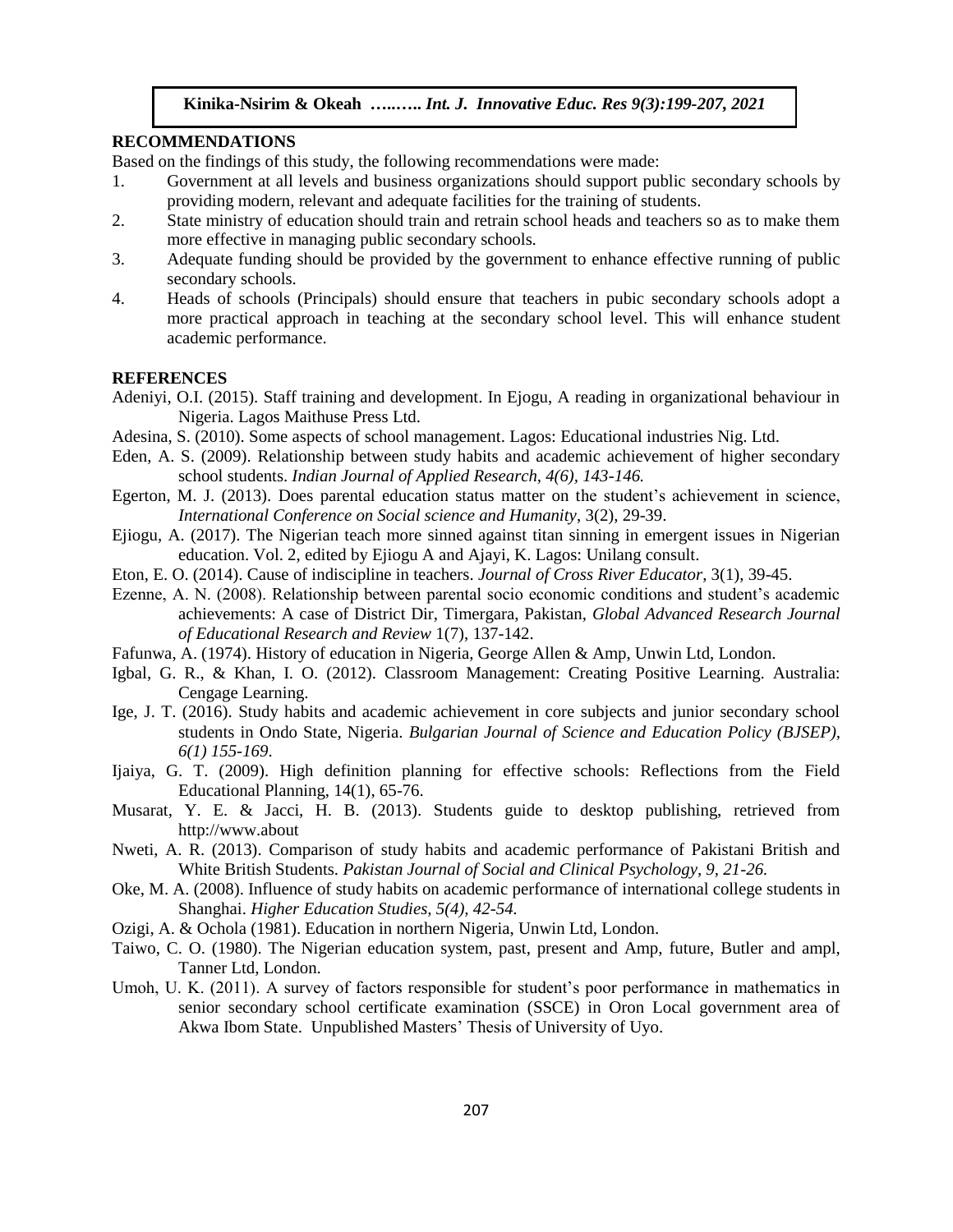## RECOMMENDATIONS

Based on the findings of this study, the following recommendations were made:

1. Government at all levels and business organizations should support public secondary schools by providing modern, relevant and adequate facilities for the training of students.
2. State ministry of education should train and retrain school heads and teachers so as to make them more effective in managing public secondary schools.
3. Adequate funding should be provided by the government to enhance effective running of public secondary schools.
4. Heads of schools (Principals) should ensure that teachers in pubic secondary schools adopt a more practical approach in teaching at the secondary school level. This will enhance student academic performance.

## REFERENCES

Adeniyi, O.I. (2015). Staff training and development. In Ejogu, A reading in organizational behaviour in Nigeria. Lagos Maithuse Press Ltd.

Adesina, S. (2010). Some aspects of school management. Lagos: Educational industries Nig. Ltd.

Eden, A. S. (2009). Relationship between study habits and academic achievement of higher secondary school students. *Indian Journal of Applied Research, 4(6), 143-146.*

Egerton, M. J. (2013). Does parental education status matter on the student's achievement in science, *International Conference on Social science and Humanity*, 3(2), 29-39.

Ejiogu, A. (2017). The Nigerian teach more sinned against titan sinning in emergent issues in Nigerian education. Vol. 2, edited by Ejiogu A and Ajayi, K. Lagos: Unilang consult.

Eton, E. O. (2014). Cause of indiscipline in teachers. *Journal of Cross River Educator*, 3(1), 39-45.

Ezenne, A. N. (2008). Relationship between parental socio economic conditions and student's academic achievements: A case of District Dir, Timergara, Pakistan, *Global Advanced Research Journal of Educational Research and Review* 1(7), 137-142.

Fafunwa, A. (1974). History of education in Nigeria, George Allen & Amp, Unwin Ltd, London.

Igbal, G. R., & Khan, I. O. (2012). Classroom Management: Creating Positive Learning. Australia: Cengage Learning.

Ige, J. T. (2016). Study habits and academic achievement in core subjects and junior secondary school students in Ondo State, Nigeria. *Bulgarian Journal of Science and Education Policy (BJSEP), 6(1) 155-169*.

Ijaiya, G. T. (2009). High definition planning for effective schools: Reflections from the Field Educational Planning, 14(1), 65-76.

Musarat, Y. E. & Jacci, H. B. (2013). Students guide to desktop publishing, retrieved from http://www.about

Nweti, A. R. (2013). Comparison of study habits and academic performance of Pakistani British and White British Students. *Pakistan Journal of Social and Clinical Psychology, 9, 21-26.*

Oke, M. A. (2008). Influence of study habits on academic performance of international college students in Shanghai. *Higher Education Studies, 5(4), 42-54.*

Ozigi, A. & Ochola (1981). Education in northern Nigeria, Unwin Ltd, London.

Taiwo, C. O. (1980). The Nigerian education system, past, present and Amp, future, Butler and ampl, Tanner Ltd, London.

Umoh, U. K. (2011). A survey of factors responsible for student's poor performance in mathematics in senior secondary school certificate examination (SSCE) in Oron Local government area of Akwa Ibom State. Unpublished Masters' Thesis of University of Uyo.